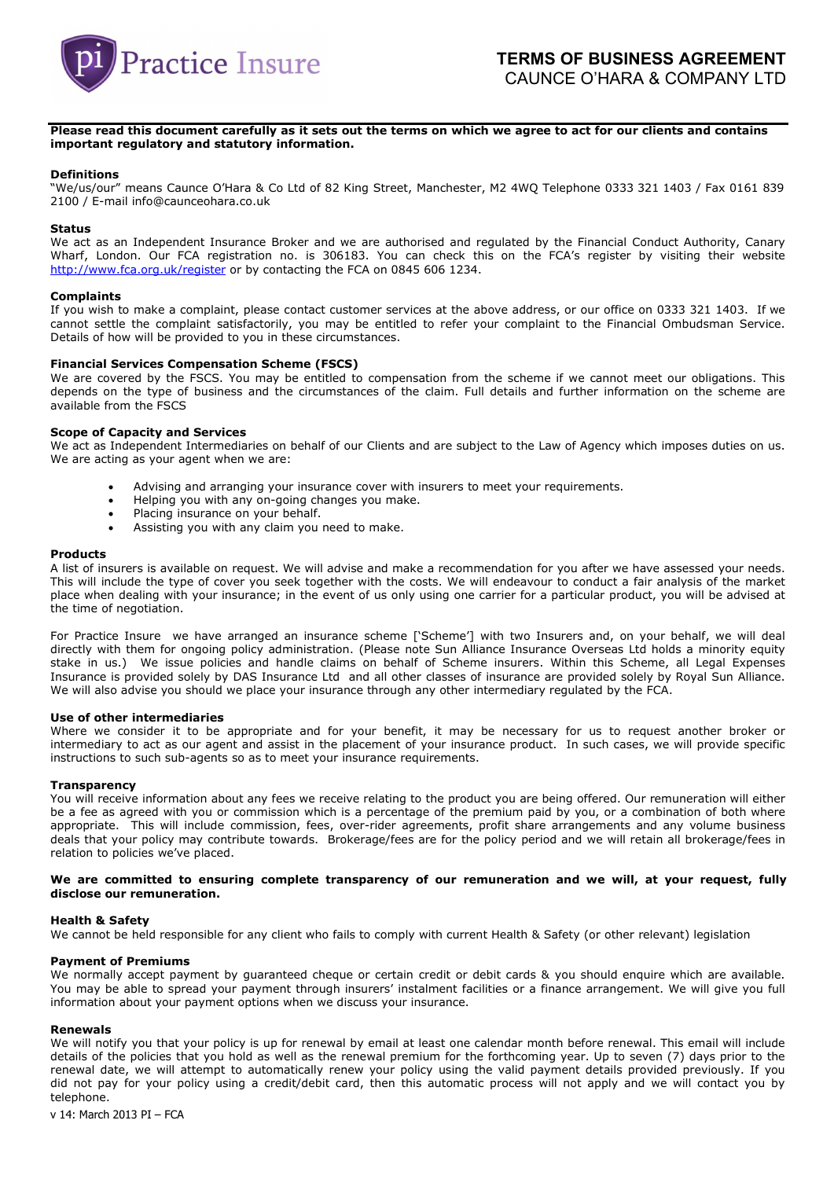Practice Insure

# TERMS OF BUSINESS AGREEMENT

CAUNCE O'HARA & COMPANY LTD

**Please read this document carefully as it sets out the terms on which we agree to act for our clients and contains important regulatory and statutory information.**

### Definitions

"We/us/our" means Caunce O'Hara & Co Ltd of 82 King Street, Manchester, M2 4WQ Telephone 0333 321 1403 / Fax 0161 839 2100 / E-mail info@caunceohara.co.uk

### Status

We act as an Independent Insurance Broker and we are authorised and regulated by the Financial Conduct Authority, Canary Wharf, London. Our FCA registration no. is 306183. You can check this on the FCA's register by visiting their website http://www.fca.org.uk/register or by contacting the FCA on 0845 606 1234.

### Complaints

If you wish to make a complaint, please contact customer services at the above address, or our office on 0333 321 1403. If we cannot settle the complaint satisfactorily, you may be entitled to refer your complaint to the Financial Ombudsman Service. Details of how will be provided to you in these circumstances.

### Financial Services Compensation Scheme (FSCS)

We are covered by the FSCS. You may be entitled to compensation from the scheme if we cannot meet our obligations. This depends on the type of business and the circumstances of the claim. Full details and further information on the scheme are available from the FSCS

### Scope of Capacity and Services

We act as Independent Intermediaries on behalf of our Clients and are subject to the Law of Agency which imposes duties on us. We are acting as your agent when we are:

- Advising and arranging your insurance cover with insurers to meet your requirements.
- Helping you with any on-going changes you make.
- Placing insurance on your behalf.
- Assisting you with any claim you need to make.

### Products

A list of insurers is available on request. We will advise and make a recommendation for you after we have assessed your needs. This will include the type of cover you seek together with the costs. We will endeavour to conduct a fair analysis of the market place when dealing with your insurance; in the event of us only using one carrier for a particular product, you will be advised at the time of negotiation.

For Practice Insure we have arranged an insurance scheme ['Scheme'] with two Insurers and, on your behalf, we will deal directly with them for ongoing policy administration. (Please note Sun Alliance Insurance Overseas Ltd holds a minority equity stake in us.) We issue policies and handle claims on behalf of Scheme insurers. Within this Scheme, all Legal Expenses Insurance is provided solely by DAS Insurance Ltd and all other classes of insurance are provided solely by Royal Sun Alliance. We will also advise you should we place your insurance through any other intermediary regulated by the FCA.

### Use of other intermediaries

Where we consider it to be appropriate and for your benefit, it may be necessary for us to request another broker or intermediary to act as our agent and assist in the placement of your insurance product. In such cases, we will provide specific instructions to such sub-agents so as to meet your insurance requirements.

### Transparency

You will receive information about any fees we receive relating to the product you are being offered. Our remuneration will either be a fee as agreed with you or commission which is a percentage of the premium paid by you, or a combination of both where appropriate. This will include commission, fees, over-rider agreements, profit share arrangements and any volume business deals that your policy may contribute towards. Brokerage/fees are for the policy period and we will retain all brokerage/fees in relation to policies we've placed.

**We are committed to ensuring complete transparency of our remuneration and we will, at your request, fully disclose our remuneration.**

### Health & Safety

We cannot be held responsible for any client who fails to comply with current Health & Safety (or other relevant) legislation

### Payment of Premiums

We normally accept payment by guaranteed cheque or certain credit or debit cards & you should enquire which are available. You may be able to spread your payment through insurers' instalment facilities or a finance arrangement. We will give you full information about your payment options when we discuss your insurance.

### Renewals

We will notify you that your policy is up for renewal by email at least one calendar month before renewal. This email will include details of the policies that you hold as well as the renewal premium for the forthcoming year. Up to seven (7) days prior to the renewal date, we will attempt to automatically renew your policy using the valid payment details provided previously. If you did not pay for your policy using a credit/debit card, then this automatic process will not apply and we will contact you by telephone.

v 14: March 2013 PI – FCA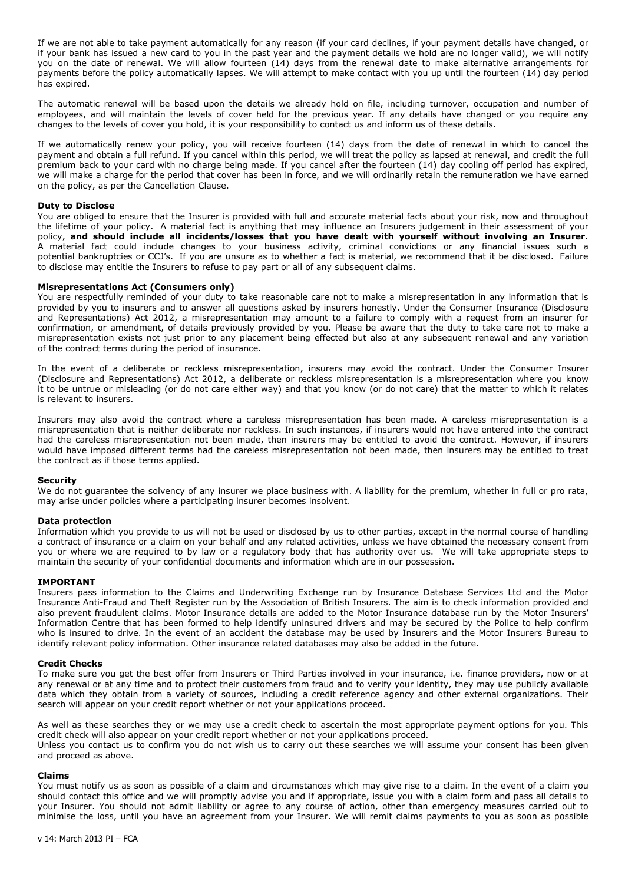If we are not able to take payment automatically for any reason (if your card declines, if your payment details have changed, or if your bank has issued a new card to you in the past year and the payment details we hold are no longer valid), we will notify you on the date of renewal. We will allow fourteen (14) days from the renewal date to make alternative arrangements for payments before the policy automatically lapses. We will attempt to make contact with you up until the fourteen (14) day period has expired.

The automatic renewal will be based upon the details we already hold on file, including turnover, occupation and number of employees, and will maintain the levels of cover held for the previous year. If any details have changed or you require any changes to the levels of cover you hold, it is your responsibility to contact us and inform us of these details.

If we automatically renew your policy, you will receive fourteen (14) days from the date of renewal in which to cancel the payment and obtain a full refund. If you cancel within this period, we will treat the policy as lapsed at renewal, and credit the full premium back to your card with no charge being made. If you cancel after the fourteen (14) day cooling off period has expired, we will make a charge for the period that cover has been in force, and we will ordinarily retain the remuneration we have earned on the policy, as per the Cancellation Clause.

**Duty to Disclose**

You are obliged to ensure that the Insurer is provided with full and accurate material facts about your risk, now and throughout the lifetime of your policy. A material fact is anything that may influence an Insurers judgement in their assessment of your policy, **and should include all incidents/losses that you have dealt with yourself without involving an Insurer**. A material fact could include changes to your business activity, criminal convictions or any financial issues such a potential bankruptcies or CCJ's. If you are unsure as to whether a fact is material, we recommend that it be disclosed. Failure to disclose may entitle the Insurers to refuse to pay part or all of any subsequent claims.

**Misrepresentations Act (Consumers only)**

You are respectfully reminded of your duty to take reasonable care not to make a misrepresentation in any information that is provided by you to insurers and to answer all questions asked by insurers honestly. Under the Consumer Insurance (Disclosure and Representations) Act 2012, a misrepresentation may amount to a failure to comply with a request from an insurer for confirmation, or amendment, of details previously provided by you. Please be aware that the duty to take care not to make a misrepresentation exists not just prior to any placement being effected but also at any subsequent renewal and any variation of the contract terms during the period of insurance.

In the event of a deliberate or reckless misrepresentation, insurers may avoid the contract. Under the Consumer Insurer (Disclosure and Representations) Act 2012, a deliberate or reckless misrepresentation is a misrepresentation where you know it to be untrue or misleading (or do not care either way) and that you know (or do not care) that the matter to which it relates is relevant to insurers.

Insurers may also avoid the contract where a careless misrepresentation has been made. A careless misrepresentation is a misrepresentation that is neither deliberate nor reckless. In such instances, if insurers would not have entered into the contract had the careless misrepresentation not been made, then insurers may be entitled to avoid the contract. However, if insurers would have imposed different terms had the careless misrepresentation not been made, then insurers may be entitled to treat the contract as if those terms applied.

**Security**

We do not guarantee the solvency of any insurer we place business with. A liability for the premium, whether in full or pro rata, may arise under policies where a participating insurer becomes insolvent.

**Data protection**

Information which you provide to us will not be used or disclosed by us to other parties, except in the normal course of handling a contract of insurance or a claim on your behalf and any related activities, unless we have obtained the necessary consent from you or where we are required to by law or a regulatory body that has authority over us. We will take appropriate steps to maintain the security of your confidential documents and information which are in our possession.

**IMPORTANT**

Insurers pass information to the Claims and Underwriting Exchange run by Insurance Database Services Ltd and the Motor Insurance Anti-Fraud and Theft Register run by the Association of British Insurers. The aim is to check information provided and also prevent fraudulent claims. Motor Insurance details are added to the Motor Insurance database run by the Motor Insurers' Information Centre that has been formed to help identify uninsured drivers and may be secured by the Police to help confirm who is insured to drive. In the event of an accident the database may be used by Insurers and the Motor Insurers Bureau to identify relevant policy information. Other insurance related databases may also be added in the future.

**Credit Checks**

To make sure you get the best offer from Insurers or Third Parties involved in your insurance, i.e. finance providers, now or at any renewal or at any time and to protect their customers from fraud and to verify your identity, they may use publicly available data which they obtain from a variety of sources, including a credit reference agency and other external organizations. Their search will appear on your credit report whether or not your applications proceed.

As well as these searches they or we may use a credit check to ascertain the most appropriate payment options for you. This credit check will also appear on your credit report whether or not your applications proceed.
Unless you contact us to confirm you do not wish us to carry out these searches we will assume your consent has been given and proceed as above.

**Claims**

You must notify us as soon as possible of a claim and circumstances which may give rise to a claim. In the event of a claim you should contact this office and we will promptly advise you and if appropriate, issue you with a claim form and pass all details to your Insurer. You should not admit liability or agree to any course of action, other than emergency measures carried out to minimise the loss, until you have an agreement from your Insurer. We will remit claims payments to you as soon as possible

v 14: March 2013 PI – FCA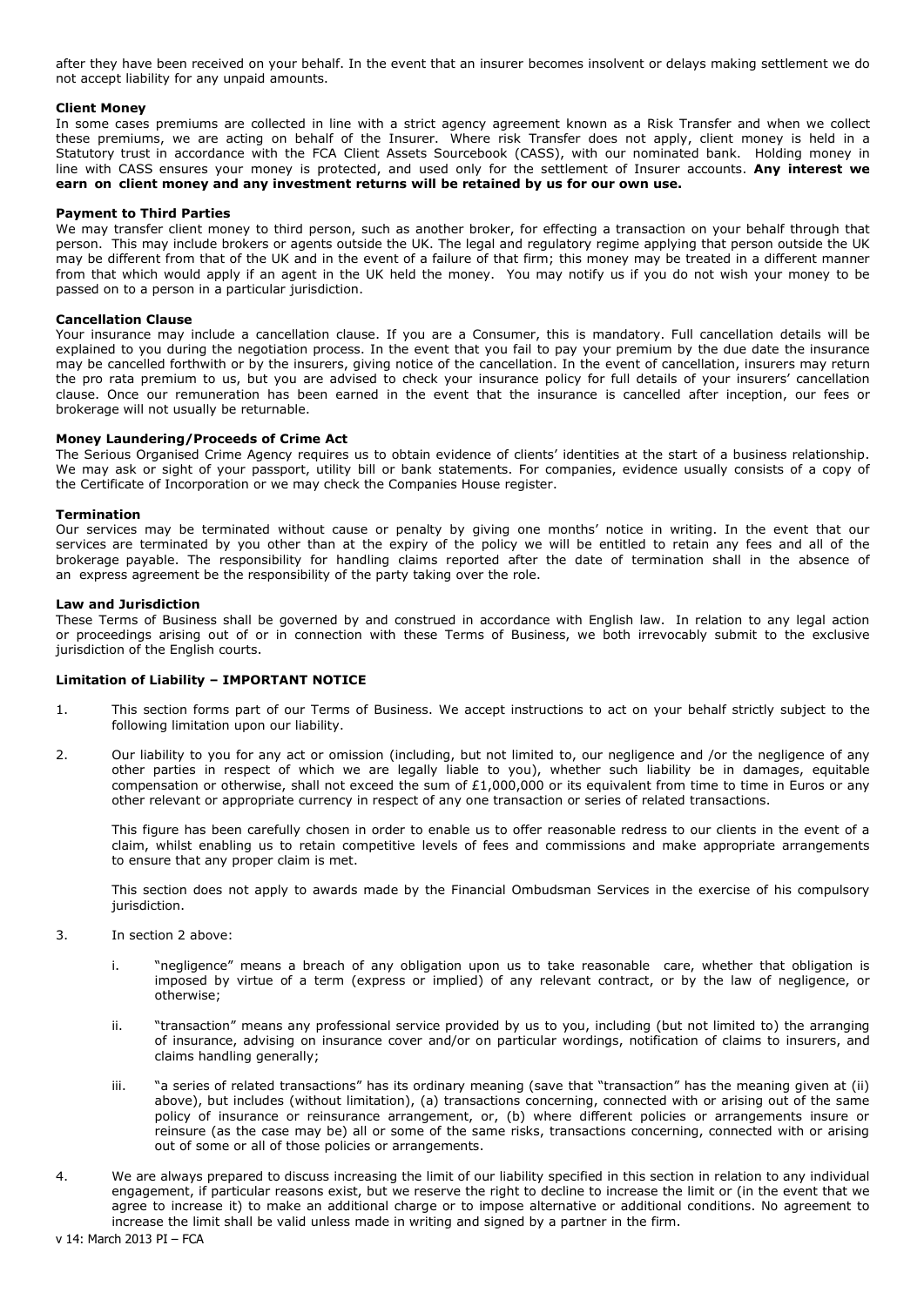after they have been received on your behalf. In the event that an insurer becomes insolvent or delays making settlement we do not accept liability for any unpaid amounts.

**Client Money**

In some cases premiums are collected in line with a strict agency agreement known as a Risk Transfer and when we collect these premiums, we are acting on behalf of the Insurer. Where risk Transfer does not apply, client money is held in a Statutory trust in accordance with the FCA Client Assets Sourcebook (CASS), with our nominated bank. Holding money in line with CASS ensures your money is protected, and used only for the settlement of Insurer accounts. **Any interest we earn on client money and any investment returns will be retained by us for our own use.**

**Payment to Third Parties**

We may transfer client money to third person, such as another broker, for effecting a transaction on your behalf through that person. This may include brokers or agents outside the UK. The legal and regulatory regime applying that person outside the UK may be different from that of the UK and in the event of a failure of that firm; this money may be treated in a different manner from that which would apply if an agent in the UK held the money. You may notify us if you do not wish your money to be passed on to a person in a particular jurisdiction.

**Cancellation Clause**

Your insurance may include a cancellation clause. If you are a Consumer, this is mandatory. Full cancellation details will be explained to you during the negotiation process. In the event that you fail to pay your premium by the due date the insurance may be cancelled forthwith or by the insurers, giving notice of the cancellation. In the event of cancellation, insurers may return the pro rata premium to us, but you are advised to check your insurance policy for full details of your insurers' cancellation clause. Once our remuneration has been earned in the event that the insurance is cancelled after inception, our fees or brokerage will not usually be returnable.

**Money Laundering/Proceeds of Crime Act**

The Serious Organised Crime Agency requires us to obtain evidence of clients' identities at the start of a business relationship. We may ask or sight of your passport, utility bill or bank statements. For companies, evidence usually consists of a copy of the Certificate of Incorporation or we may check the Companies House register.

**Termination**

Our services may be terminated without cause or penalty by giving one months' notice in writing. In the event that our services are terminated by you other than at the expiry of the policy we will be entitled to retain any fees and all of the brokerage payable. The responsibility for handling claims reported after the date of termination shall in the absence of an express agreement be the responsibility of the party taking over the role.

**Law and Jurisdiction**

These Terms of Business shall be governed by and construed in accordance with English law. In relation to any legal action or proceedings arising out of or in connection with these Terms of Business, we both irrevocably submit to the exclusive jurisdiction of the English courts.

**Limitation of Liability – IMPORTANT NOTICE**

1. This section forms part of our Terms of Business. We accept instructions to act on your behalf strictly subject to the following limitation upon our liability.

2. Our liability to you for any act or omission (including, but not limited to, our negligence and /or the negligence of any other parties in respect of which we are legally liable to you), whether such liability be in damages, equitable compensation or otherwise, shall not exceed the sum of £1,000,000 or its equivalent from time to time in Euros or any other relevant or appropriate currency in respect of any one transaction or series of related transactions.

   This figure has been carefully chosen in order to enable us to offer reasonable redress to our clients in the event of a claim, whilst enabling us to retain competitive levels of fees and commissions and make appropriate arrangements to ensure that any proper claim is met.

   This section does not apply to awards made by the Financial Ombudsman Services in the exercise of his compulsory jurisdiction.

3. In section 2 above:

   i. "negligence" means a breach of any obligation upon us to take reasonable care, whether that obligation is imposed by virtue of a term (express or implied) of any relevant contract, or by the law of negligence, or otherwise;

   ii. "transaction" means any professional service provided by us to you, including (but not limited to) the arranging of insurance, advising on insurance cover and/or on particular wordings, notification of claims to insurers, and claims handling generally;

   iii. "a series of related transactions" has its ordinary meaning (save that "transaction" has the meaning given at (ii) above), but includes (without limitation), (a) transactions concerning, connected with or arising out of the same policy of insurance or reinsurance arrangement, or, (b) where different policies or arrangements insure or reinsure (as the case may be) all or some of the same risks, transactions concerning, connected with or arising out of some or all of those policies or arrangements.

4. We are always prepared to discuss increasing the limit of our liability specified in this section in relation to any individual engagement, if particular reasons exist, but we reserve the right to decline to increase the limit or (in the event that we agree to increase it) to make an additional charge or to impose alternative or additional conditions. No agreement to increase the limit shall be valid unless made in writing and signed by a partner in the firm.

v 14: March 2013 PI – FCA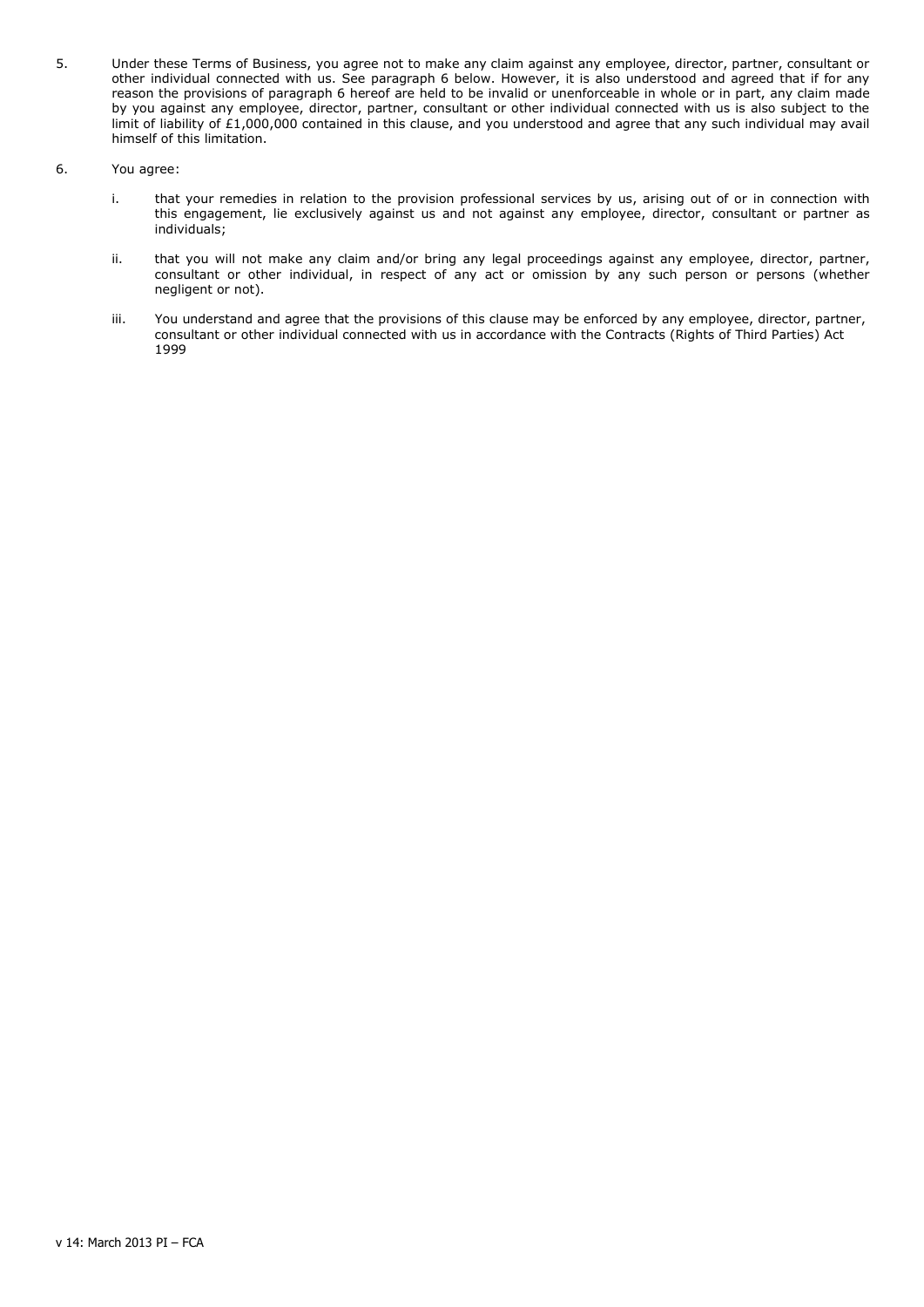5. Under these Terms of Business, you agree not to make any claim against any employee, director, partner, consultant or other individual connected with us. See paragraph 6 below. However, it is also understood and agreed that if for any reason the provisions of paragraph 6 hereof are held to be invalid or unenforceable in whole or in part, any claim made by you against any employee, director, partner, consultant or other individual connected with us is also subject to the limit of liability of £1,000,000 contained in this clause, and you understood and agree that any such individual may avail himself of this limitation.

6. You agree:

   i. that your remedies in relation to the provision professional services by us, arising out of or in connection with this engagement, lie exclusively against us and not against any employee, director, consultant or partner as individuals;

   ii. that you will not make any claim and/or bring any legal proceedings against any employee, director, partner, consultant or other individual, in respect of any act or omission by any such person or persons (whether negligent or not).

   iii. You understand and agree that the provisions of this clause may be enforced by any employee, director, partner, consultant or other individual connected with us in accordance with the Contracts (Rights of Third Parties) Act 1999

v 14: March 2013 PI – FCA